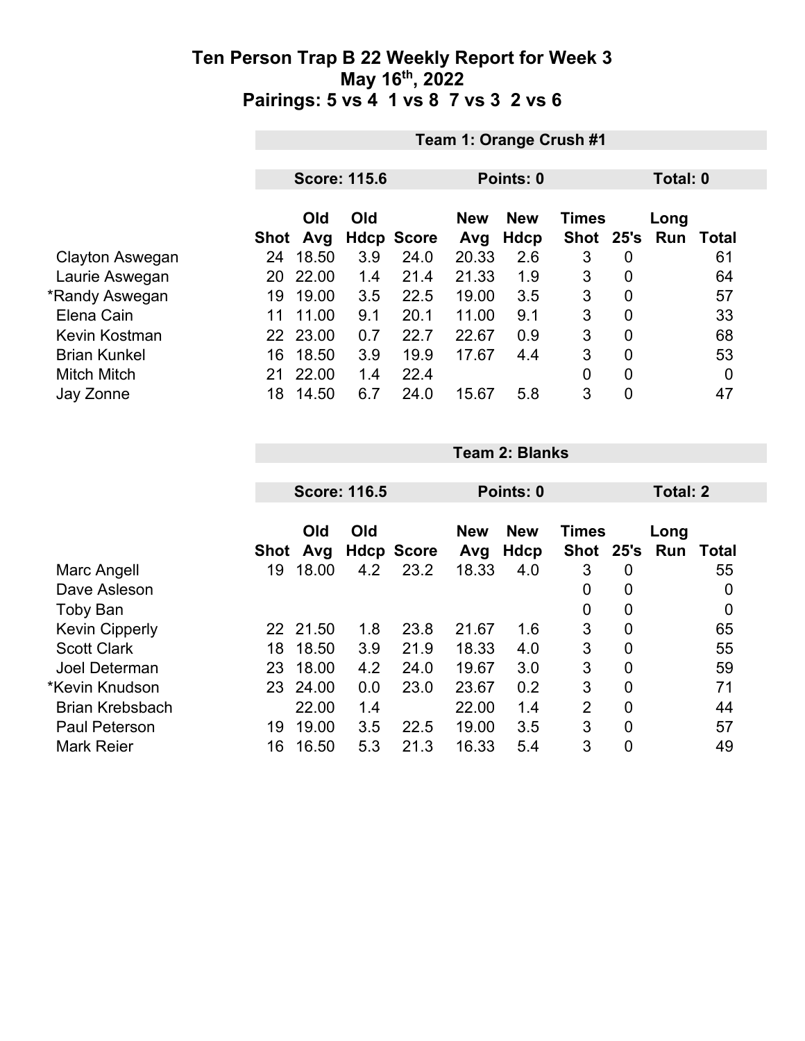# Ten Person Trap B 22 Weekly Report for Week 3
## May 16th, 2022
## Pairings: 5 vs 4 1 vs 8 7 vs 3 2 vs 6

**Team 1: Orange Crush #1**

**Score: 115.6** | **Points: 0** | **Total: 0**

| | Shot | Old Avg | Old Hdcp | Score | New Avg | New Hdcp | Times Shot | 25's | Long Run | Total |
|---|---|---|---|---|---|---|---|---|---|---|
| Clayton Aswegan | 24 | 18.50 | 3.9 | 24.0 | 20.33 | 2.6 | 3 | 0 | | 61 |
| Laurie Aswegan | 20 | 22.00 | 1.4 | 21.4 | 21.33 | 1.9 | 3 | 0 | | 64 |
| *Randy Aswegan | 19 | 19.00 | 3.5 | 22.5 | 19.00 | 3.5 | 3 | 0 | | 57 |
| Elena Cain | 11 | 11.00 | 9.1 | 20.1 | 11.00 | 9.1 | 3 | 0 | | 33 |
| Kevin Kostman | 22 | 23.00 | 0.7 | 22.7 | 22.67 | 0.9 | 3 | 0 | | 68 |
| Brian Kunkel | 16 | 18.50 | 3.9 | 19.9 | 17.67 | 4.4 | 3 | 0 | | 53 |
| Mitch Mitch | 21 | 22.00 | 1.4 | 22.4 | | | 0 | 0 | | 0 |
| Jay Zonne | 18 | 14.50 | 6.7 | 24.0 | 15.67 | 5.8 | 3 | 0 | | 47 |

**Team 2: Blanks**

**Score: 116.5** | **Points: 0** | **Total: 2**

| | Shot | Old Avg | Old Hdcp | Score | New Avg | New Hdcp | Times Shot | 25's | Long Run | Total |
|---|---|---|---|---|---|---|---|---|---|---|
| Marc Angell | 19 | 18.00 | 4.2 | 23.2 | 18.33 | 4.0 | 3 | 0 | | 55 |
| Dave Asleson | | | | | | | 0 | 0 | | 0 |
| Toby Ban | | | | | | | 0 | 0 | | 0 |
| Kevin Cipperly | 22 | 21.50 | 1.8 | 23.8 | 21.67 | 1.6 | 3 | 0 | | 65 |
| Scott Clark | 18 | 18.50 | 3.9 | 21.9 | 18.33 | 4.0 | 3 | 0 | | 55 |
| Joel Determan | 23 | 18.00 | 4.2 | 24.0 | 19.67 | 3.0 | 3 | 0 | | 59 |
| *Kevin Knudson | 23 | 24.00 | 0.0 | 23.0 | 23.67 | 0.2 | 3 | 0 | | 71 |
| Brian Krebsbach | | 22.00 | 1.4 | | 22.00 | 1.4 | 2 | 0 | | 44 |
| Paul Peterson | 19 | 19.00 | 3.5 | 22.5 | 19.00 | 3.5 | 3 | 0 | | 57 |
| Mark Reier | 16 | 16.50 | 5.3 | 21.3 | 16.33 | 5.4 | 3 | 0 | | 49 |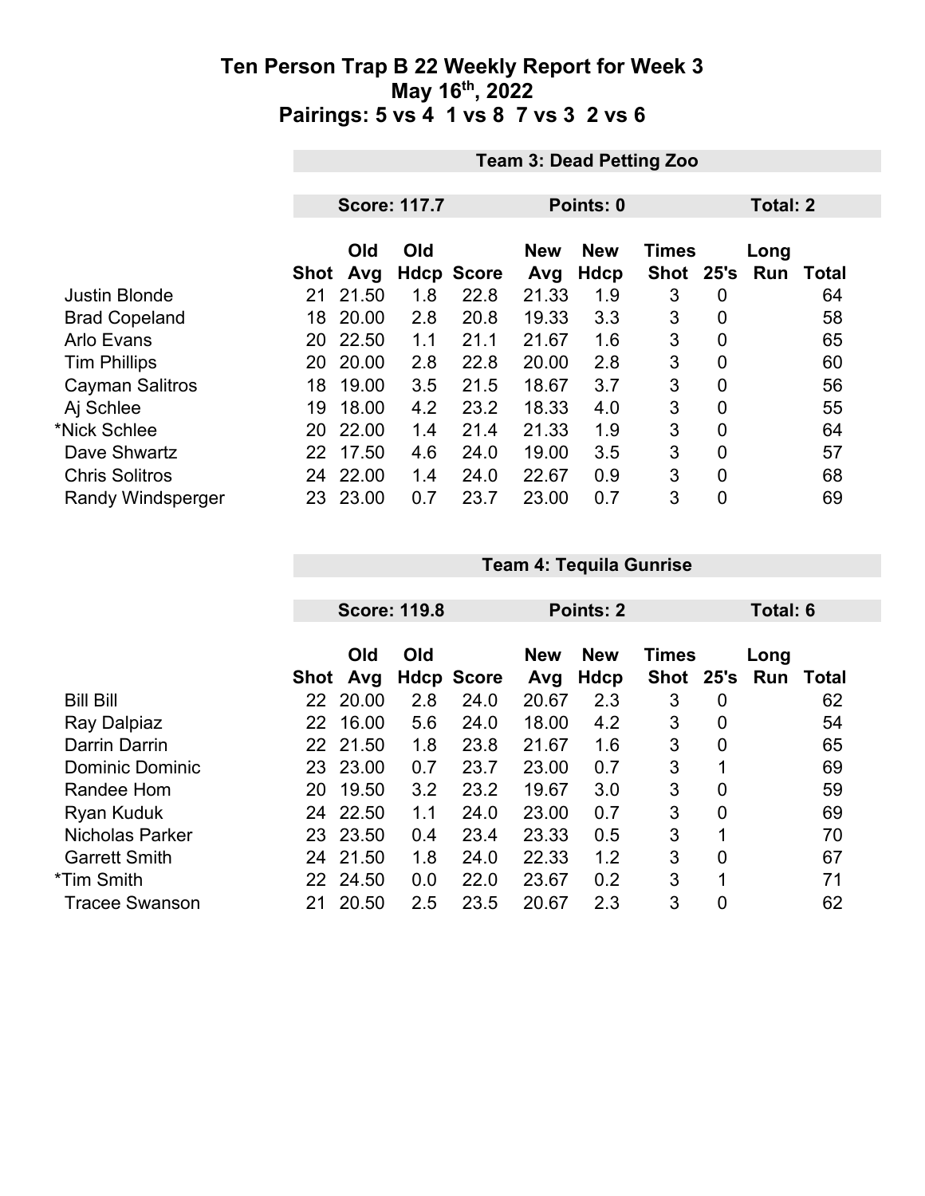# Ten Person Trap B 22 Weekly Report for Week 3
## May 16th, 2022
## Pairings: 5 vs 4 1 vs 8 7 vs 3 2 vs 6

### Team 3: Dead Petting Zoo

**Score: 117.7** | **Points: 0** | **Total: 2**

| | Shot | Old Avg | Old Hdcp | Score | New Avg | New Hdcp | Times Shot | 25's | Long Run | Total |
|---|---|---|---|---|---|---|---|---|---|---|
| Justin Blonde | 21 | 21.50 | 1.8 | 22.8 | 21.33 | 1.9 | 3 | 0 | | 64 |
| Brad Copeland | 18 | 20.00 | 2.8 | 20.8 | 19.33 | 3.3 | 3 | 0 | | 58 |
| Arlo Evans | 20 | 22.50 | 1.1 | 21.1 | 21.67 | 1.6 | 3 | 0 | | 65 |
| Tim Phillips | 20 | 20.00 | 2.8 | 22.8 | 20.00 | 2.8 | 3 | 0 | | 60 |
| Cayman Salitros | 18 | 19.00 | 3.5 | 21.5 | 18.67 | 3.7 | 3 | 0 | | 56 |
| Aj Schlee | 19 | 18.00 | 4.2 | 23.2 | 18.33 | 4.0 | 3 | 0 | | 55 |
| *Nick Schlee | 20 | 22.00 | 1.4 | 21.4 | 21.33 | 1.9 | 3 | 0 | | 64 |
| Dave Shwartz | 22 | 17.50 | 4.6 | 24.0 | 19.00 | 3.5 | 3 | 0 | | 57 |
| Chris Solitros | 24 | 22.00 | 1.4 | 24.0 | 22.67 | 0.9 | 3 | 0 | | 68 |
| Randy Windsperger | 23 | 23.00 | 0.7 | 23.7 | 23.00 | 0.7 | 3 | 0 | | 69 |

### Team 4: Tequila Gunrise

**Score: 119.8** | **Points: 2** | **Total: 6**

| | Shot | Old Avg | Old Hdcp | Score | New Avg | New Hdcp | Times Shot | 25's | Long Run | Total |
|---|---|---|---|---|---|---|---|---|---|---|
| Bill Bill | 22 | 20.00 | 2.8 | 24.0 | 20.67 | 2.3 | 3 | 0 | | 62 |
| Ray Dalpiaz | 22 | 16.00 | 5.6 | 24.0 | 18.00 | 4.2 | 3 | 0 | | 54 |
| Darrin Darrin | 22 | 21.50 | 1.8 | 23.8 | 21.67 | 1.6 | 3 | 0 | | 65 |
| Dominic Dominic | 23 | 23.00 | 0.7 | 23.7 | 23.00 | 0.7 | 3 | 1 | | 69 |
| Randee Hom | 20 | 19.50 | 3.2 | 23.2 | 19.67 | 3.0 | 3 | 0 | | 59 |
| Ryan Kuduk | 24 | 22.50 | 1.1 | 24.0 | 23.00 | 0.7 | 3 | 0 | | 69 |
| Nicholas Parker | 23 | 23.50 | 0.4 | 23.4 | 23.33 | 0.5 | 3 | 1 | | 70 |
| Garrett Smith | 24 | 21.50 | 1.8 | 24.0 | 22.33 | 1.2 | 3 | 0 | | 67 |
| *Tim Smith | 22 | 24.50 | 0.0 | 22.0 | 23.67 | 0.2 | 3 | 1 | | 71 |
| Tracee Swanson | 21 | 20.50 | 2.5 | 23.5 | 20.67 | 2.3 | 3 | 0 | | 62 |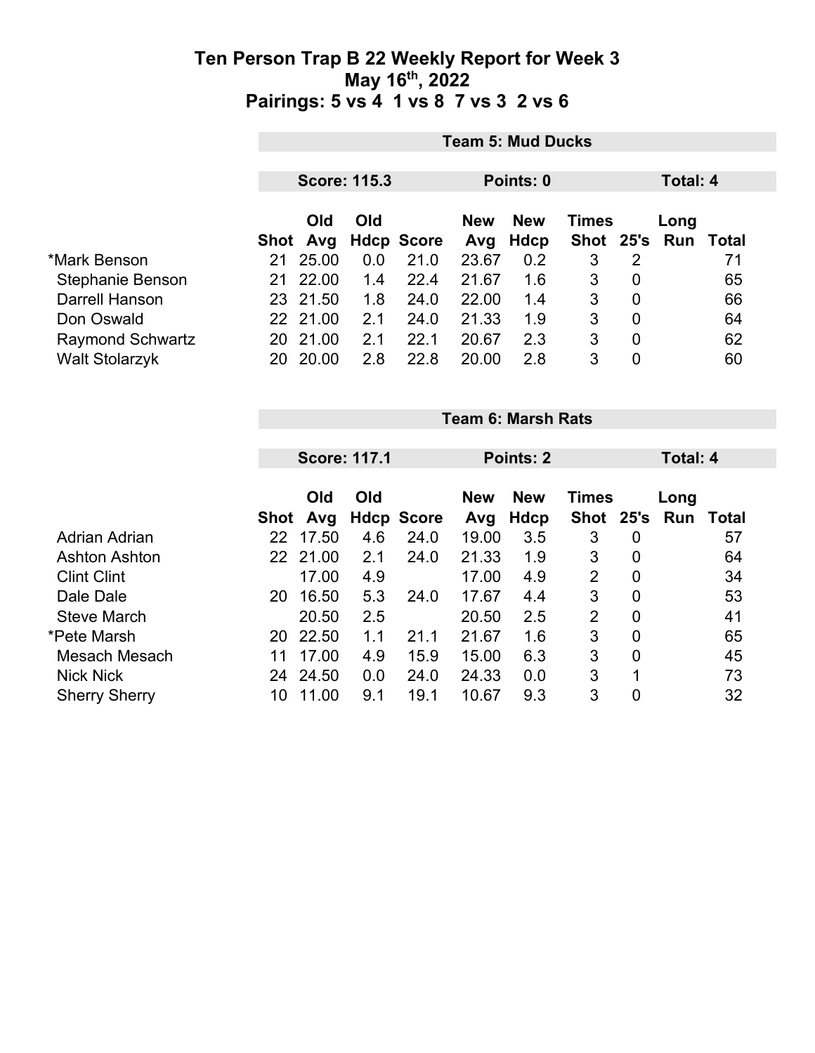# Ten Person Trap B 22 Weekly Report for Week 3
## May 16th, 2022
## Pairings: 5 vs 4 1 vs 8 7 vs 3 2 vs 6

**Team 5: Mud Ducks**

**Score: 115.3** **Points: 0** **Total: 4**

| | Shot | Old Avg | Old Hdcp | Score | New Avg | New Hdcp | Times Shot | 25's | Long Run | Total |
|---|---|---|---|---|---|---|---|---|---|---|
| *Mark Benson | 21 | 25.00 | 0.0 | 21.0 | 23.67 | 0.2 | 3 | 2 | | 71 |
| Stephanie Benson | 21 | 22.00 | 1.4 | 22.4 | 21.67 | 1.6 | 3 | 0 | | 65 |
| Darrell Hanson | 23 | 21.50 | 1.8 | 24.0 | 22.00 | 1.4 | 3 | 0 | | 66 |
| Don Oswald | 22 | 21.00 | 2.1 | 24.0 | 21.33 | 1.9 | 3 | 0 | | 64 |
| Raymond Schwartz | 20 | 21.00 | 2.1 | 22.1 | 20.67 | 2.3 | 3 | 0 | | 62 |
| Walt Stolarzyk | 20 | 20.00 | 2.8 | 22.8 | 20.00 | 2.8 | 3 | 0 | | 60 |

**Team 6: Marsh Rats**

**Score: 117.1** **Points: 2** **Total: 4**

| | Shot | Old Avg | Old Hdcp | Score | New Avg | New Hdcp | Times Shot | 25's | Long Run | Total |
|---|---|---|---|---|---|---|---|---|---|---|
| Adrian Adrian | 22 | 17.50 | 4.6 | 24.0 | 19.00 | 3.5 | 3 | 0 | | 57 |
| Ashton Ashton | 22 | 21.00 | 2.1 | 24.0 | 21.33 | 1.9 | 3 | 0 | | 64 |
| Clint Clint | | 17.00 | 4.9 | | 17.00 | 4.9 | 2 | 0 | | 34 |
| Dale Dale | 20 | 16.50 | 5.3 | 24.0 | 17.67 | 4.4 | 3 | 0 | | 53 |
| Steve March | | 20.50 | 2.5 | | 20.50 | 2.5 | 2 | 0 | | 41 |
| *Pete Marsh | 20 | 22.50 | 1.1 | 21.1 | 21.67 | 1.6 | 3 | 0 | | 65 |
| Mesach Mesach | 11 | 17.00 | 4.9 | 15.9 | 15.00 | 6.3 | 3 | 0 | | 45 |
| Nick Nick | 24 | 24.50 | 0.0 | 24.0 | 24.33 | 0.0 | 3 | 1 | | 73 |
| Sherry Sherry | 10 | 11.00 | 9.1 | 19.1 | 10.67 | 9.3 | 3 | 0 | | 32 |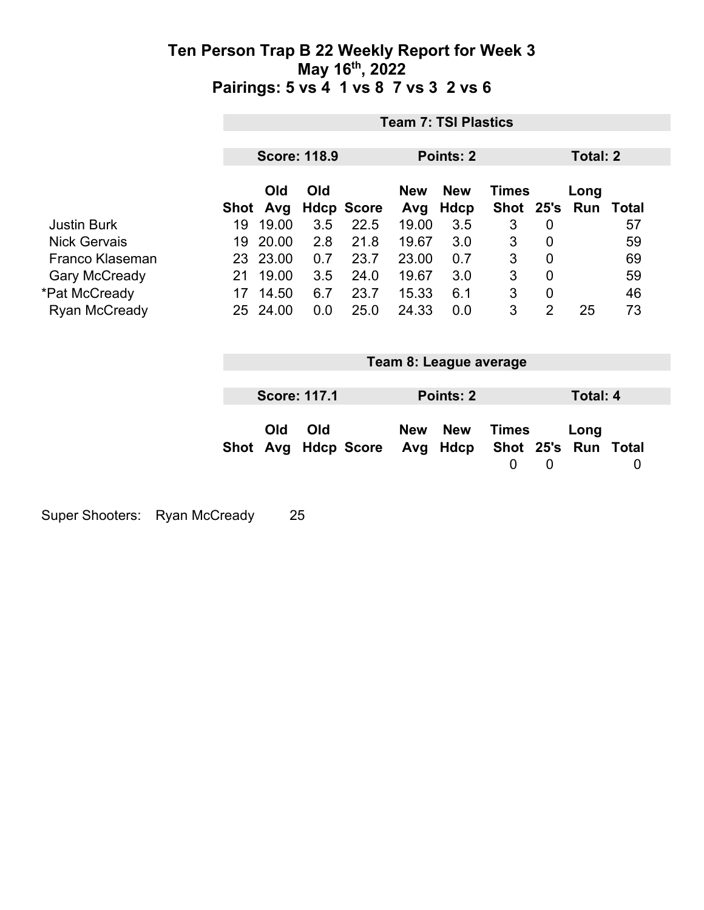# Ten Person Trap B 22 Weekly Report for Week 3

## May 16th, 2022

## Pairings: 5 vs 4  1 vs 8  7 vs 3  2 vs 6

### Team 7: TSI Plastics

**Score: 118.9** | **Points: 2** | **Total: 2**

| | Shot | Old Avg | Old Hdcp | Score | New Avg | New Hdcp | Times Shot | 25's | Long Run | Total |
|---|---|---|---|---|---|---|---|---|---|---|
| Justin Burk | 19 | 19.00 | 3.5 | 22.5 | 19.00 | 3.5 | 3 | 0 | | 57 |
| Nick Gervais | 19 | 20.00 | 2.8 | 21.8 | 19.67 | 3.0 | 3 | 0 | | 59 |
| Franco Klaseman | 23 | 23.00 | 0.7 | 23.7 | 23.00 | 0.7 | 3 | 0 | | 69 |
| Gary McCready | 21 | 19.00 | 3.5 | 24.0 | 19.67 | 3.0 | 3 | 0 | | 59 |
| *Pat McCready | 17 | 14.50 | 6.7 | 23.7 | 15.33 | 6.1 | 3 | 0 | | 46 |
| Ryan McCready | 25 | 24.00 | 0.0 | 25.0 | 24.33 | 0.0 | 3 | 2 | 25 | 73 |

### Team 8: League average

**Score: 117.1** | **Points: 2** | **Total: 4**

| | Shot | Old Avg | Old Hdcp | Score | New Avg | New Hdcp | Times Shot | 25's | Long Run | Total |
|---|---|---|---|---|---|---|---|---|---|---|
| | | | | | | | 0 | 0 | | 0 |

Super Shooters: Ryan McCready 25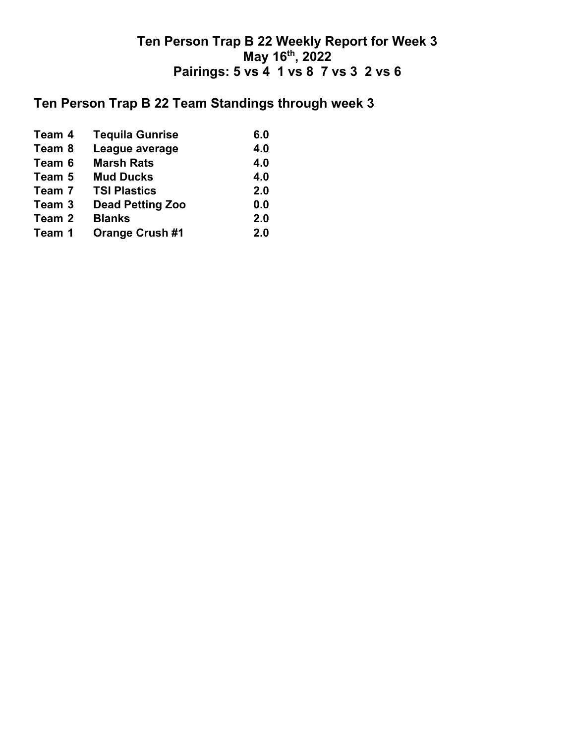# Ten Person Trap B 22 Weekly Report for Week 3
# May 16th, 2022
# Pairings: 5 vs 4 1 vs 8 7 vs 3 2 vs 6

## Ten Person Trap B 22 Team Standings through week 3

| | | |
|---|---|---|
| Team 4 | Tequila Gunrise | 6.0 |
| Team 8 | League average | 4.0 |
| Team 6 | Marsh Rats | 4.0 |
| Team 5 | Mud Ducks | 4.0 |
| Team 7 | TSI Plastics | 2.0 |
| Team 3 | Dead Petting Zoo | 0.0 |
| Team 2 | Blanks | 2.0 |
| Team 1 | Orange Crush #1 | 2.0 |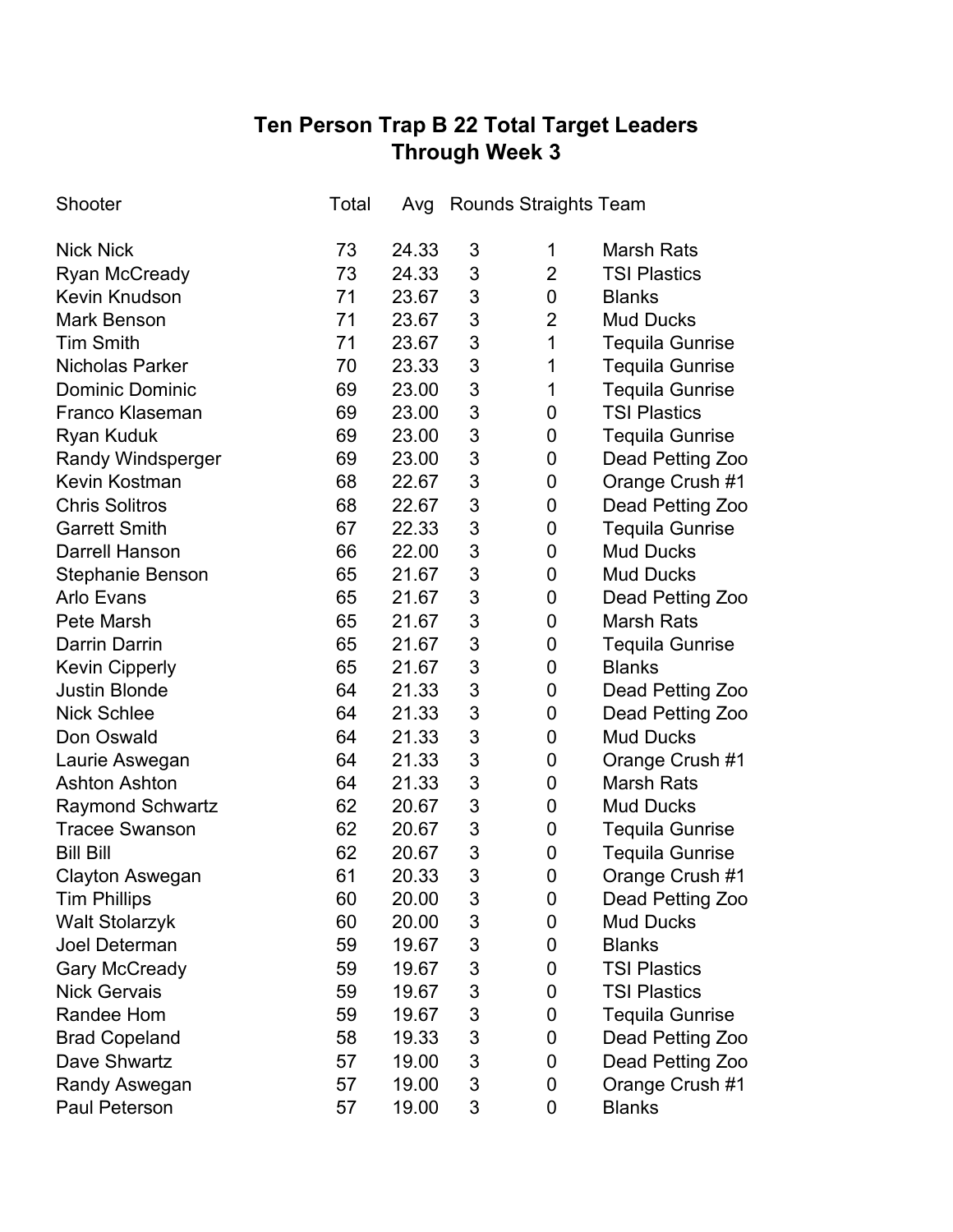# Ten Person Trap B 22 Total Target Leaders
## Through Week 3

| Shooter | Total | Avg | Rounds | Straights | Team |
|---|---|---|---|---|---|
| Nick Nick | 73 | 24.33 | 3 | 1 | Marsh Rats |
| Ryan McCready | 73 | 24.33 | 3 | 2 | TSI Plastics |
| Kevin Knudson | 71 | 23.67 | 3 | 0 | Blanks |
| Mark Benson | 71 | 23.67 | 3 | 2 | Mud Ducks |
| Tim Smith | 71 | 23.67 | 3 | 1 | Tequila Gunrise |
| Nicholas Parker | 70 | 23.33 | 3 | 1 | Tequila Gunrise |
| Dominic Dominic | 69 | 23.00 | 3 | 1 | Tequila Gunrise |
| Franco Klaseman | 69 | 23.00 | 3 | 0 | TSI Plastics |
| Ryan Kuduk | 69 | 23.00 | 3 | 0 | Tequila Gunrise |
| Randy Windsperger | 69 | 23.00 | 3 | 0 | Dead Petting Zoo |
| Kevin Kostman | 68 | 22.67 | 3 | 0 | Orange Crush #1 |
| Chris Solitros | 68 | 22.67 | 3 | 0 | Dead Petting Zoo |
| Garrett Smith | 67 | 22.33 | 3 | 0 | Tequila Gunrise |
| Darrell Hanson | 66 | 22.00 | 3 | 0 | Mud Ducks |
| Stephanie Benson | 65 | 21.67 | 3 | 0 | Mud Ducks |
| Arlo Evans | 65 | 21.67 | 3 | 0 | Dead Petting Zoo |
| Pete Marsh | 65 | 21.67 | 3 | 0 | Marsh Rats |
| Darrin Darrin | 65 | 21.67 | 3 | 0 | Tequila Gunrise |
| Kevin Cipperly | 65 | 21.67 | 3 | 0 | Blanks |
| Justin Blonde | 64 | 21.33 | 3 | 0 | Dead Petting Zoo |
| Nick Schlee | 64 | 21.33 | 3 | 0 | Dead Petting Zoo |
| Don Oswald | 64 | 21.33 | 3 | 0 | Mud Ducks |
| Laurie Aswegan | 64 | 21.33 | 3 | 0 | Orange Crush #1 |
| Ashton Ashton | 64 | 21.33 | 3 | 0 | Marsh Rats |
| Raymond Schwartz | 62 | 20.67 | 3 | 0 | Mud Ducks |
| Tracee Swanson | 62 | 20.67 | 3 | 0 | Tequila Gunrise |
| Bill Bill | 62 | 20.67 | 3 | 0 | Tequila Gunrise |
| Clayton Aswegan | 61 | 20.33 | 3 | 0 | Orange Crush #1 |
| Tim Phillips | 60 | 20.00 | 3 | 0 | Dead Petting Zoo |
| Walt Stolarzyk | 60 | 20.00 | 3 | 0 | Mud Ducks |
| Joel Determan | 59 | 19.67 | 3 | 0 | Blanks |
| Gary McCready | 59 | 19.67 | 3 | 0 | TSI Plastics |
| Nick Gervais | 59 | 19.67 | 3 | 0 | TSI Plastics |
| Randee Hom | 59 | 19.67 | 3 | 0 | Tequila Gunrise |
| Brad Copeland | 58 | 19.33 | 3 | 0 | Dead Petting Zoo |
| Dave Shwartz | 57 | 19.00 | 3 | 0 | Dead Petting Zoo |
| Randy Aswegan | 57 | 19.00 | 3 | 0 | Orange Crush #1 |
| Paul Peterson | 57 | 19.00 | 3 | 0 | Blanks |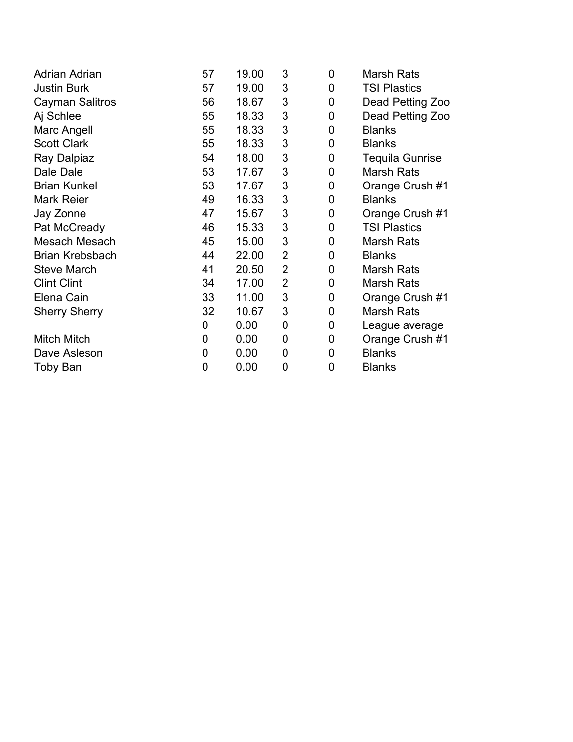| | | | | | |
|---|---|---|---|---|---|
| Adrian Adrian | 57 | 19.00 | 3 | 0 | Marsh Rats |
| Justin Burk | 57 | 19.00 | 3 | 0 | TSI Plastics |
| Cayman Salitros | 56 | 18.67 | 3 | 0 | Dead Petting Zoo |
| Aj Schlee | 55 | 18.33 | 3 | 0 | Dead Petting Zoo |
| Marc Angell | 55 | 18.33 | 3 | 0 | Blanks |
| Scott Clark | 55 | 18.33 | 3 | 0 | Blanks |
| Ray Dalpiaz | 54 | 18.00 | 3 | 0 | Tequila Gunrise |
| Dale Dale | 53 | 17.67 | 3 | 0 | Marsh Rats |
| Brian Kunkel | 53 | 17.67 | 3 | 0 | Orange Crush #1 |
| Mark Reier | 49 | 16.33 | 3 | 0 | Blanks |
| Jay Zonne | 47 | 15.67 | 3 | 0 | Orange Crush #1 |
| Pat McCready | 46 | 15.33 | 3 | 0 | TSI Plastics |
| Mesach Mesach | 45 | 15.00 | 3 | 0 | Marsh Rats |
| Brian Krebsbach | 44 | 22.00 | 2 | 0 | Blanks |
| Steve March | 41 | 20.50 | 2 | 0 | Marsh Rats |
| Clint Clint | 34 | 17.00 | 2 | 0 | Marsh Rats |
| Elena Cain | 33 | 11.00 | 3 | 0 | Orange Crush #1 |
| Sherry Sherry | 32 | 10.67 | 3 | 0 | Marsh Rats |
| | 0 | 0.00 | 0 | 0 | League average |
| Mitch Mitch | 0 | 0.00 | 0 | 0 | Orange Crush #1 |
| Dave Asleson | 0 | 0.00 | 0 | 0 | Blanks |
| Toby Ban | 0 | 0.00 | 0 | 0 | Blanks |